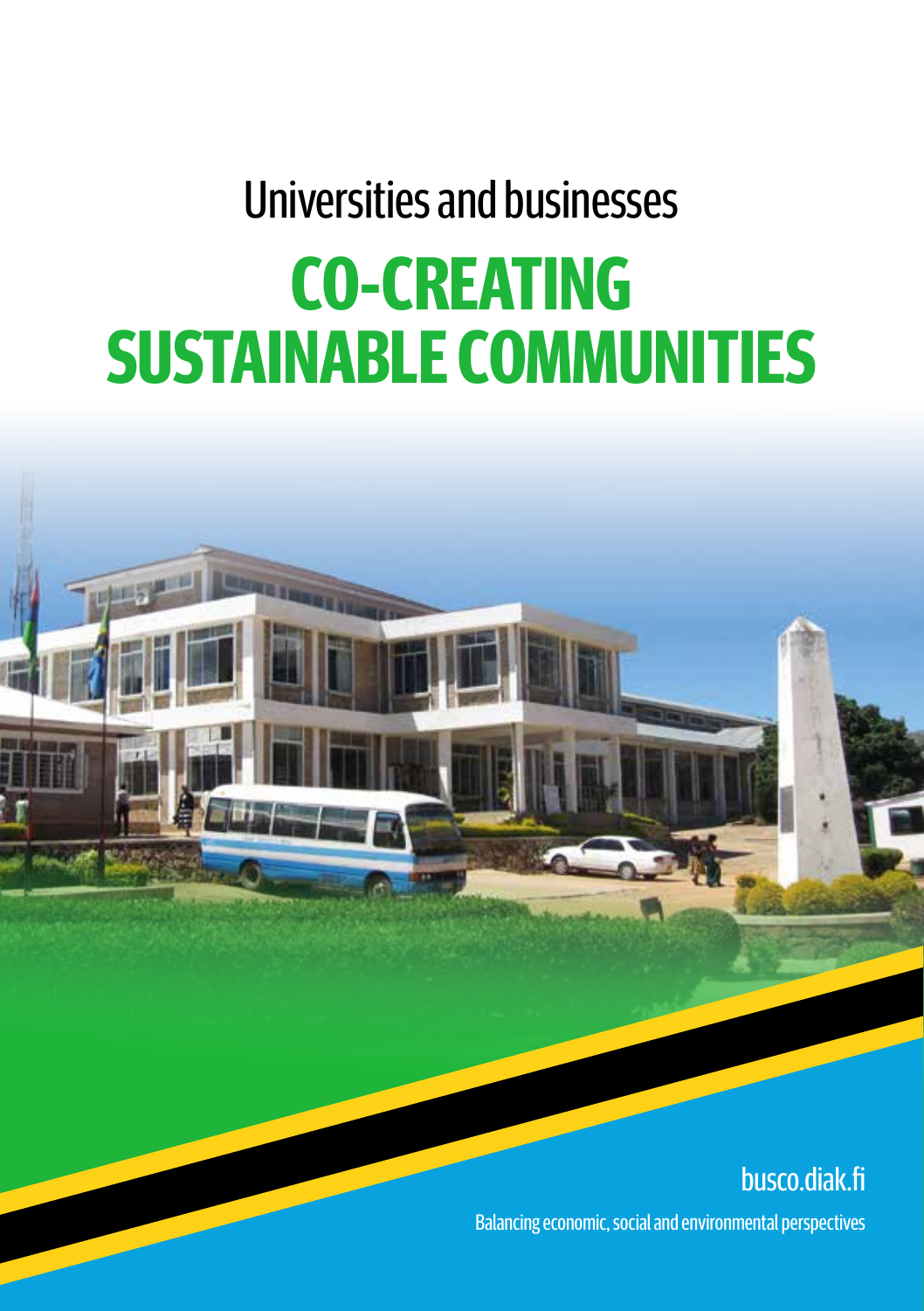Universities and businesses

# CO-CREATING SUSTAINABLE COMMUNITIES

busco.diak.fi

Balancing economic, social and environmental perspectives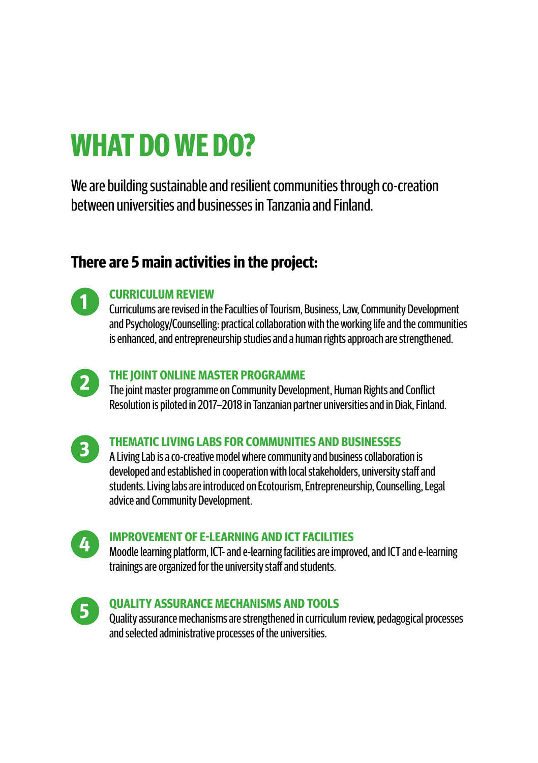# WHAT DO WE DO?

We are building sustainable and resilient communities through co-creation between universities and businesses in Tanzania and Finland.

## There are 5 main activities in the project:

1. **CURRICULUM REVIEW**
   Curriculums are revised in the Faculties of Tourism, Business, Law, Community Development and Psychology/Counselling: practical collaboration with the working life and the communities is enhanced, and entrepreneurship studies and a human rights approach are strengthened.

2. **THE JOINT ONLINE MASTER PROGRAMME**
   The joint master programme on Community Development, Human Rights and Conflict Resolution is piloted in 2017–2018 in Tanzanian partner universities and in Diak, Finland.

3. **THEMATIC LIVING LABS FOR COMMUNITIES AND BUSINESSES**
   A Living Lab is a co-creative model where community and business collaboration is developed and established in cooperation with local stakeholders, university staff and students. Living labs are introduced on Ecotourism, Entrepreneurship, Counselling, Legal advice and Community Development.

4. **IMPROVEMENT OF E-LEARNING AND ICT FACILITIES**
   Moodle learning platform, ICT- and e-learning facilities are improved, and ICT and e-learning trainings are organized for the university staff and students.

5. **QUALITY ASSURANCE MECHANISMS AND TOOLS**
   Quality assurance mechanisms are strengthened in curriculum review, pedagogical processes and selected administrative processes of the universities.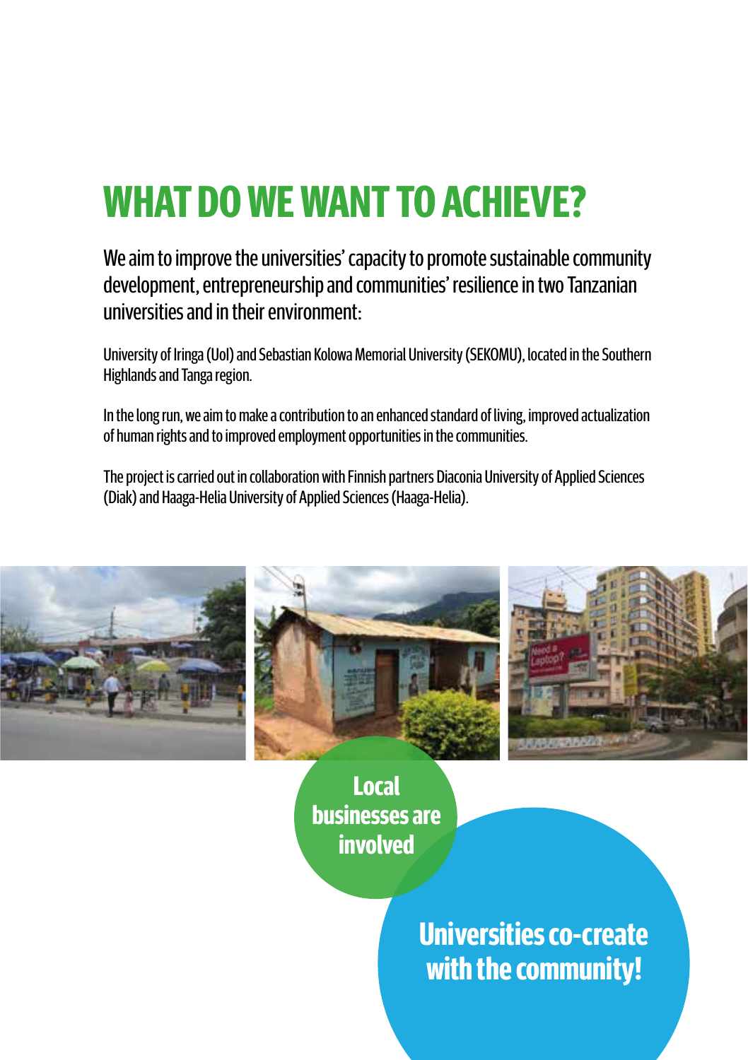# WHAT DO WE WANT TO ACHIEVE?

We aim to improve the universities' capacity to promote sustainable community development, entrepreneurship and communities' resilience in two Tanzanian universities and in their environment:

University of Iringa (UoI) and Sebastian Kolowa Memorial University (SEKOMU), located in the Southern Highlands and Tanga region.

In the long run, we aim to make a contribution to an enhanced standard of living, improved actualization of human rights and to improved employment opportunities in the communities.

The project is carried out in collaboration with Finnish partners Diaconia University of Applied Sciences (Diak) and Haaga-Helia University of Applied Sciences (Haaga-Helia).

**Local businesses are involved**

**Universities co-create with the community!**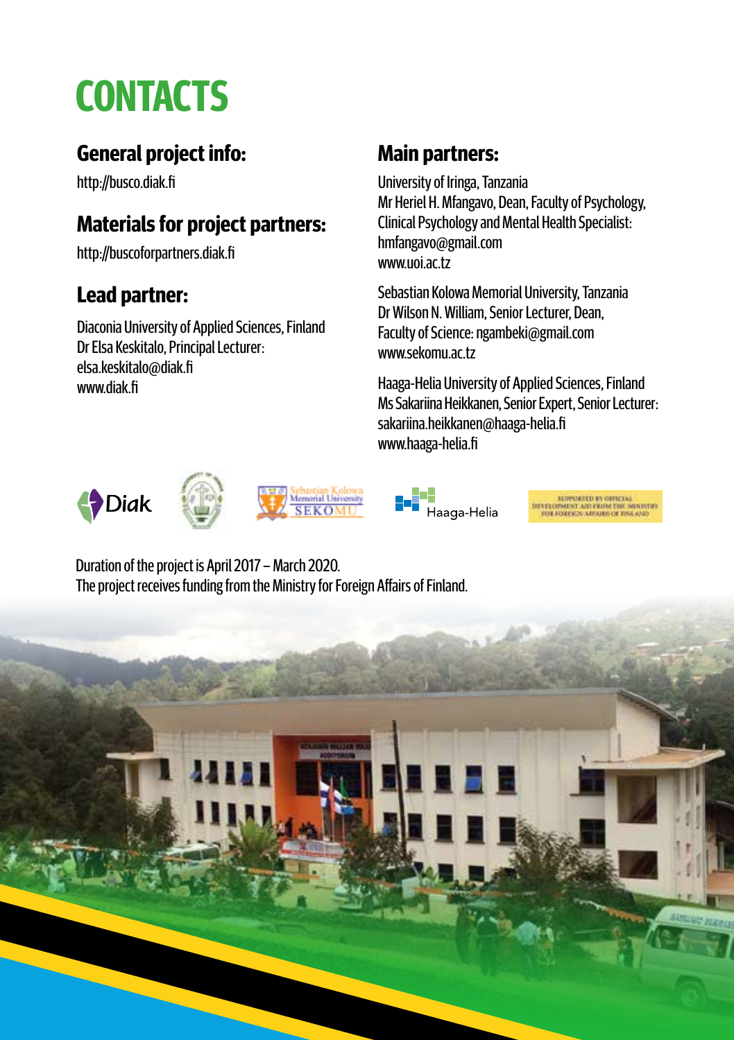# CONTACTS

## General project info:

http://busco.diak.fi

## Materials for project partners:

http://buscoforpartners.diak.fi

## Lead partner:

Diaconia University of Applied Sciences, Finland
Dr Elsa Keskitalo, Principal Lecturer:
elsa.keskitalo@diak.fi
www.diak.fi

## Main partners:

University of Iringa, Tanzania
Mr Heriel H. Mfangavo, Dean, Faculty of Psychology, Clinical Psychology and Mental Health Specialist:
hmfangavo@gmail.com
www.uoi.ac.tz

Sebastian Kolowa Memorial University, Tanzania
Dr Wilson N. William, Senior Lecturer, Dean, Faculty of Science: ngambeki@gmail.com
www.sekomu.ac.tz

Haaga-Helia University of Applied Sciences, Finland
Ms Sakariina Heikkanen, Senior Expert, Senior Lecturer:
sakariina.heikkanen@haaga-helia.fi
www.haaga-helia.fi

Diak

Sebastian Kolowa Memorial University SEKOMU

Haaga-Helia

SUPPORTED BY OFFICIAL DEVELOPMENT AID FROM THE MINISTRY FOR FOREIGN AFFAIRS OF FINLAND

Duration of the project is April 2017 – March 2020.
The project receives funding from the Ministry for Foreign Affairs of Finland.